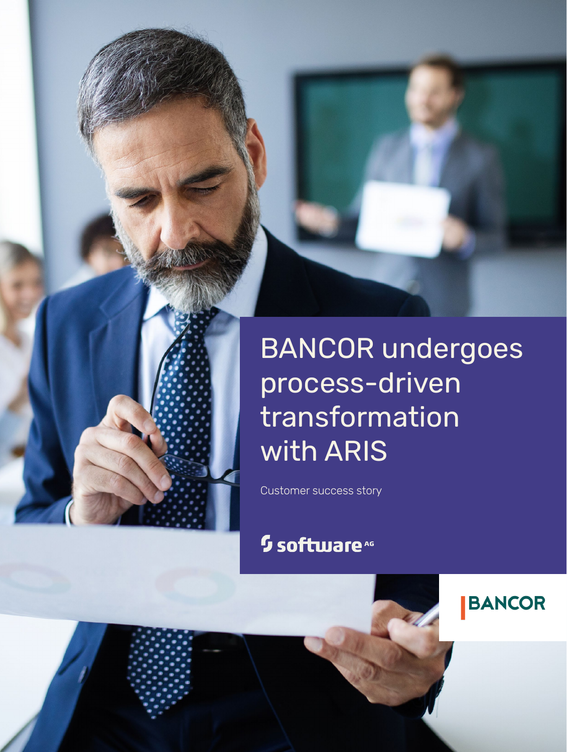# BANCOR undergoes process-driven transformation with ARIS

Customer success story

software AG

BANCOR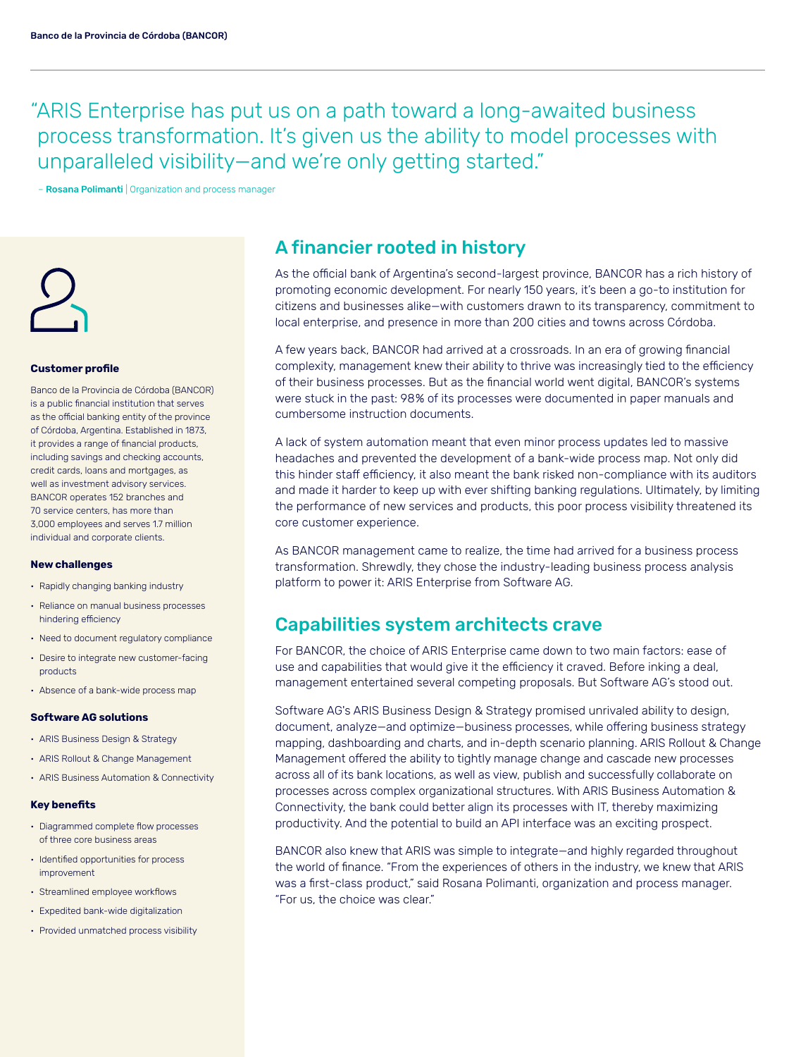> "ARIS Enterprise has put us on a path toward a long-awaited business process transformation. It's given us the ability to model processes with unparalleled visibility—and we're only getting started."
>
> – **Rosana Polimanti** | Organization and process manager

**Customer profile**

Banco de la Provincia de Córdoba (BANCOR) is a public financial institution that serves as the official banking entity of the province of Córdoba, Argentina. Established in 1873, it provides a range of financial products, including savings and checking accounts, credit cards, loans and mortgages, as well as investment advisory services. BANCOR operates 152 branches and 70 service centers, has more than 3,000 employees and serves 1.7 million individual and corporate clients.

**New challenges**

- Rapidly changing banking industry
- Reliance on manual business processes hindering efficiency
- Need to document regulatory compliance
- Desire to integrate new customer-facing products
- Absence of a bank-wide process map

**Software AG solutions**

- ARIS Business Design & Strategy
- ARIS Rollout & Change Management
- ARIS Business Automation & Connectivity

**Key benefits**

- Diagrammed complete flow processes of three core business areas
- Identified opportunities for process improvement
- Streamlined employee workflows
- Expedited bank-wide digitalization
- Provided unmatched process visibility

## A financier rooted in history

As the official bank of Argentina's second-largest province, BANCOR has a rich history of promoting economic development. For nearly 150 years, it's been a go-to institution for citizens and businesses alike—with customers drawn to its transparency, commitment to local enterprise, and presence in more than 200 cities and towns across Córdoba.

A few years back, BANCOR had arrived at a crossroads. In an era of growing financial complexity, management knew their ability to thrive was increasingly tied to the efficiency of their business processes. But as the financial world went digital, BANCOR's systems were stuck in the past: 98% of its processes were documented in paper manuals and cumbersome instruction documents.

A lack of system automation meant that even minor process updates led to massive headaches and prevented the development of a bank-wide process map. Not only did this hinder staff efficiency, it also meant the bank risked non-compliance with its auditors and made it harder to keep up with ever shifting banking regulations. Ultimately, by limiting the performance of new services and products, this poor process visibility threatened its core customer experience.

As BANCOR management came to realize, the time had arrived for a business process transformation. Shrewdly, they chose the industry-leading business process analysis platform to power it: ARIS Enterprise from Software AG.

## Capabilities system architects crave

For BANCOR, the choice of ARIS Enterprise came down to two main factors: ease of use and capabilities that would give it the efficiency it craved. Before inking a deal, management entertained several competing proposals. But Software AG's stood out.

Software AG's ARIS Business Design & Strategy promised unrivaled ability to design, document, analyze—and optimize—business processes, while offering business strategy mapping, dashboarding and charts, and in-depth scenario planning. ARIS Rollout & Change Management offered the ability to tightly manage change and cascade new processes across all of its bank locations, as well as view, publish and successfully collaborate on processes across complex organizational structures. With ARIS Business Automation & Connectivity, the bank could better align its processes with IT, thereby maximizing productivity. And the potential to build an API interface was an exciting prospect.

BANCOR also knew that ARIS was simple to integrate—and highly regarded throughout the world of finance. "From the experiences of others in the industry, we knew that ARIS was a first-class product," said Rosana Polimanti, organization and process manager. "For us, the choice was clear."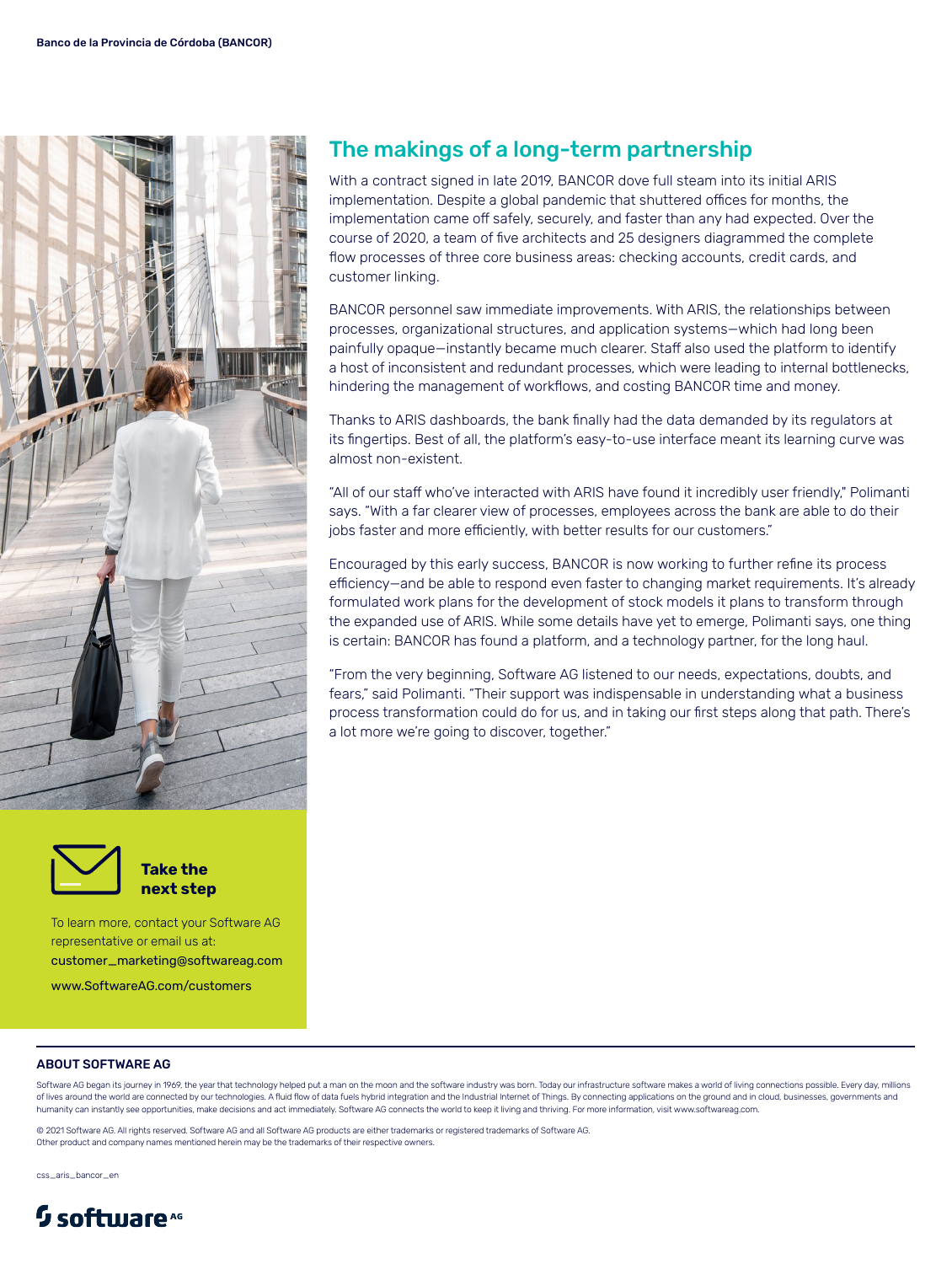## The makings of a long-term partnership

With a contract signed in late 2019, BANCOR dove full steam into its initial ARIS implementation. Despite a global pandemic that shuttered offices for months, the implementation came off safely, securely, and faster than any had expected. Over the course of 2020, a team of five architects and 25 designers diagrammed the complete flow processes of three core business areas: checking accounts, credit cards, and customer linking.

BANCOR personnel saw immediate improvements. With ARIS, the relationships between processes, organizational structures, and application systems—which had long been painfully opaque—instantly became much clearer. Staff also used the platform to identify a host of inconsistent and redundant processes, which were leading to internal bottlenecks, hindering the management of workflows, and costing BANCOR time and money.

Thanks to ARIS dashboards, the bank finally had the data demanded by its regulators at its fingertips. Best of all, the platform's easy-to-use interface meant its learning curve was almost non-existent.

"All of our staff who've interacted with ARIS have found it incredibly user friendly," Polimanti says. "With a far clearer view of processes, employees across the bank are able to do their jobs faster and more efficiently, with better results for our customers."

Encouraged by this early success, BANCOR is now working to further refine its process efficiency—and be able to respond even faster to changing market requirements. It's already formulated work plans for the development of stock models it plans to transform through the expanded use of ARIS. While some details have yet to emerge, Polimanti says, one thing is certain: BANCOR has found a platform, and a technology partner, for the long haul.

"From the very beginning, Software AG listened to our needs, expectations, doubts, and fears," said Polimanti. "Their support was indispensable in understanding what a business process transformation could do for us, and in taking our first steps along that path. There's a lot more we're going to discover, together."

**Take the next step**

To learn more, contact your Software AG representative or email us at:
customer_marketing@softwareag.com

www.SoftwareAG.com/customers

### ABOUT SOFTWARE AG

Software AG began its journey in 1969, the year that technology helped put a man on the moon and the software industry was born. Today our infrastructure software makes a world of living connections possible. Every day, millions of lives around the world are connected by our technologies. A fluid flow of data fuels hybrid integration and the Industrial Internet of Things. By connecting applications on the ground and in cloud, businesses, governments and humanity can instantly see opportunities, make decisions and act immediately. Software AG connects the world to keep it living and thriving. For more information, visit www.softwareag.com.

© 2021 Software AG. All rights reserved. Software AG and all Software AG products are either trademarks or registered trademarks of Software AG.
Other product and company names mentioned herein may be the trademarks of their respective owners.

css_aris_bancor_en